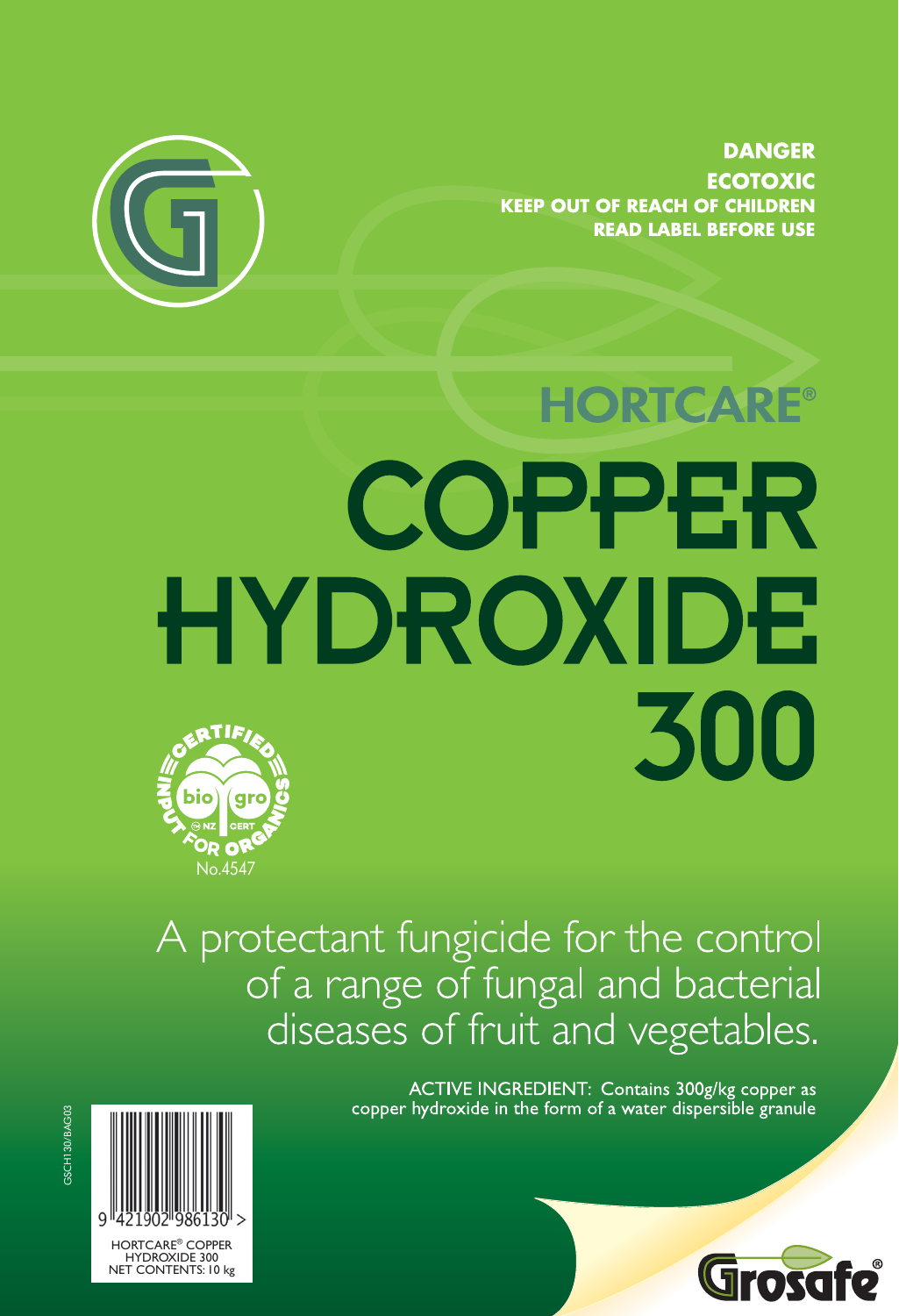**DANGER**
**ECOTOXIC**
**KEEP OUT OF REACH OF CHILDREN**
**READ LABEL BEFORE USE**

HORTCARE®

# COPPER HYDROXIDE 300

CERTIFIED INPUT FOR ORGANICS bio gro NZ CERT No.4547

A protectant fungicide for the control of a range of fungal and bacterial diseases of fruit and vegetables.

ACTIVE INGREDIENT: Contains 300g/kg copper as copper hydroxide in the form of a water dispersible granule

GSCH130/BAG03

9 421902 986130 >

HORTCARE® COPPER HYDROXIDE 300
NET CONTENTS: 10 kg

Grosafe®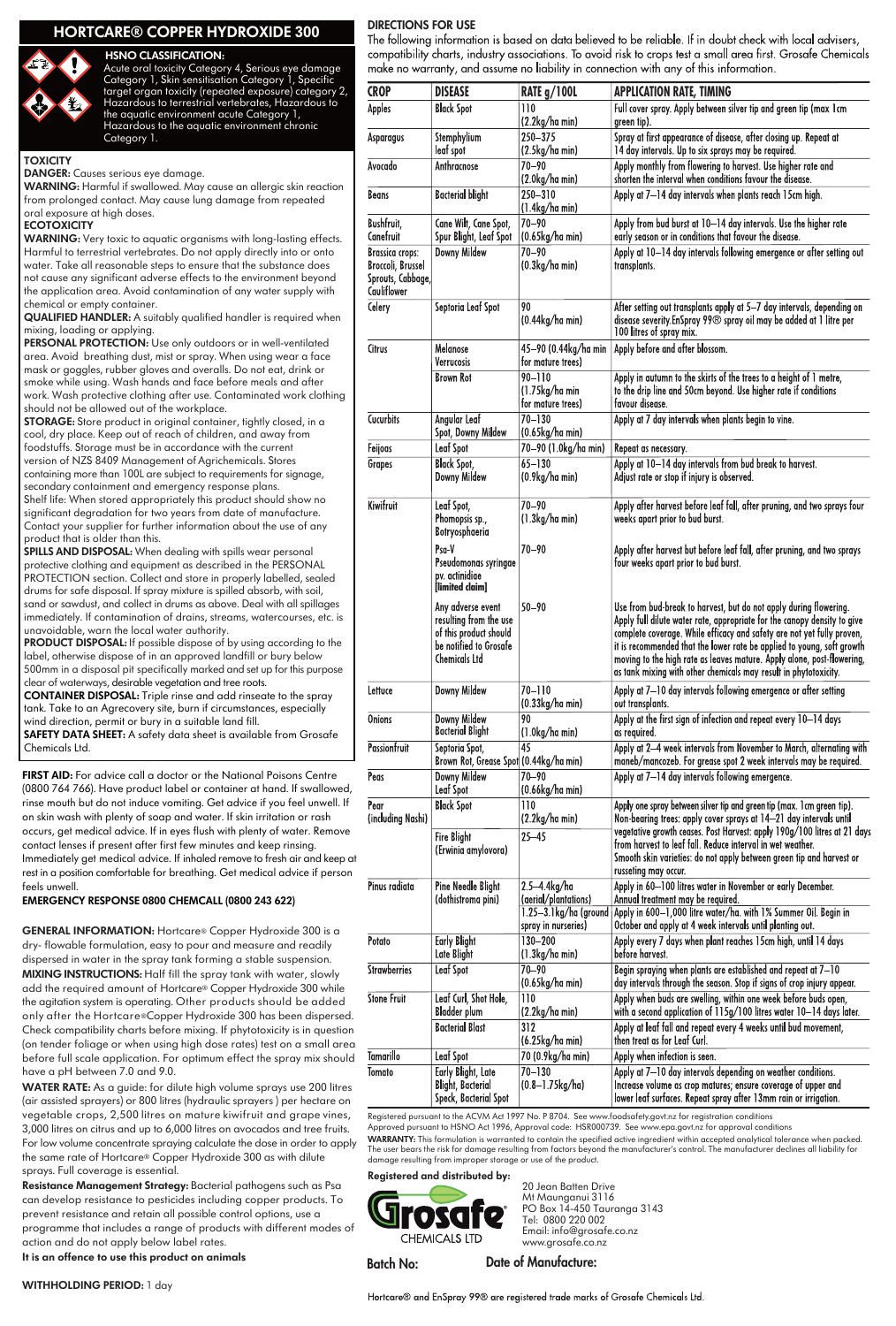# HORTCARE® COPPER HYDROXIDE 300

**HSNO CLASSIFICATION:**
Acute oral toxicity Category 4, Serious eye damage Category 1, Skin sensitisation Category 1, Specific target organ toxicity (repeated exposure) category 2, Hazardous to terrestrial vertebrates, Hazardous to the aquatic environment acute Category 1, Hazardous to the aquatic environment chronic Category 1.

### TOXICITY

**DANGER:** Causes serious eye damage.

**WARNING:** Harmful if swallowed. May cause an allergic skin reaction from prolonged contact. May cause lung damage from repeated oral exposure at high doses.

### ECOTOXICITY

**WARNING:** Very toxic to aquatic organisms with long-lasting effects. Harmful to terrestrial vertebrates. Do not apply directly into or onto water. Take all reasonable steps to ensure that the substance does not cause any significant adverse effects to the environment beyond the application area. Avoid contamination of any water supply with chemical or empty container.

**QUALIFIED HANDLER:** A suitably qualified handler is required when mixing, loading or applying.

**PERSONAL PROTECTION:** Use only outdoors or in well-ventilated area. Avoid breathing dust, mist or spray. When using wear a face mask or goggles, rubber gloves and overalls. Do not eat, drink or smoke while using. Wash hands and face before meals and after work. Wash protective clothing after use. Contaminated work clothing should not be allowed out of the workplace.

**STORAGE:** Store product in original container, tightly closed, in a cool, dry place. Keep out of reach of children, and away from foodstuffs. Storage must be in accordance with the current version of NZS 8409 Management of Agrichemicals. Stores containing more than 100L are subject to requirements for signage, secondary containment and emergency response plans.
Shelf life: When stored appropriately this product should show no significant degradation for two years from date of manufacture. Contact your supplier for further information about the use of any product that is older than this.

**SPILLS AND DISPOSAL:** When dealing with spills wear personal protective clothing and equipment as described in the PERSONAL PROTECTION section. Collect and store in properly labelled, sealed drums for safe disposal. If spray mixture is spilled absorb, with soil, sand or sawdust, and collect in drums as above. Deal with all spillages immediately. If contamination of drains, streams, watercourses, etc. is unavoidable, warn the local water authority.

**PRODUCT DISPOSAL:** If possible dispose of by using according to the label, otherwise dispose of in an approved landfill or bury below 500mm in a disposal pit specifically marked and set up for this purpose clear of waterways, desirable vegetation and tree roots.

**CONTAINER DISPOSAL:** Triple rinse and add rinseate to the spray tank. Take to an Agrecovery site, burn if circumstances, especially wind direction, permit or bury in a suitable land fill.

**SAFETY DATA SHEET:** A safety data sheet is available from Grosafe Chemicals Ltd.

**FIRST AID:** For advice call a doctor or the National Poisons Centre (0800 764 766). Have product label or container at hand. If swallowed, rinse mouth but do not induce vomiting. Get advice if you feel unwell. If on skin wash with plenty of soap and water. If skin irritation or rash occurs, get medical advice. If in eyes flush with plenty of water. Remove contact lenses if present after first few minutes and keep rinsing. Immediately get medical advice. If inhaled remove to fresh air and keep at rest in a position comfortable for breathing. Get medical advice if person feels unwell.

**EMERGENCY RESPONSE 0800 CHEMCALL (0800 243 622)**

**GENERAL INFORMATION:** Hortcare® Copper Hydroxide 300 is a dry- flowable formulation, easy to pour and measure and readily dispersed in water in the spray tank forming a stable suspension.

**MIXING INSTRUCTIONS:** Half fill the spray tank with water, slowly add the required amount of Hortcare® Copper Hydroxide 300 while the agitation system is operating. Other products should be added only after the Hortcare®Copper Hydroxide 300 has been dispersed. Check compatibility charts before mixing. If phytotoxicity is in question (on tender foliage or when using high dose rates) test on a small area before full scale application. For optimum effect the spray mix should have a pH between 7.0 and 9.0.

**WATER RATE:** As a guide: for dilute high volume sprays use 200 litres (air assisted sprayers) or 800 litres (hydraulic sprayers ) per hectare on vegetable crops, 2,500 litres on mature kiwifruit and grape vines, 3,000 litres on citrus and up to 6,000 litres on avocados and tree fruits. For low volume concentrate spraying calculate the dose in order to apply the same rate of Hortcare® Copper Hydroxide 300 as with dilute sprays. Full coverage is essential.

**Resistance Management Strategy:** Bacterial pathogens such as Psa can develop resistance to pesticides including copper products. To prevent resistance and retain all possible control options, use a programme that includes a range of products with different modes of action and do not apply below label rates.

**It is an offence to use this product on animals**

**WITHHOLDING PERIOD:** 1 day

## DIRECTIONS FOR USE

The following information is based on data believed to be reliable. If in doubt check with local advisers, compatibility charts, industry associations. To avoid risk to crops test a small area first. Grosafe Chemicals make no warranty, and assume no liability in connection with any of this information.

| CROP | DISEASE | RATE g/100L | APPLICATION RATE, TIMING |
|---|---|---|---|
| Apples | Black Spot | 110 (2.2kg/ha min) | Full cover spray. Apply between silver tip and green tip (max 1cm green tip). |
| Asparagus | Stemphylium leaf spot | 250–375 (2.5kg/ha min) | Spray at first appearance of disease, after closing up. Repeat at 14 day intervals. Up to six sprays may be required. |
| Avocado | Anthracnose | 70–90 (2.0kg/ha min) | Apply monthly from flowering to harvest. Use higher rate and shorten the interval when conditions favour the disease. |
| Beans | Bacterial blight | 250–310 (1.4kg/ha min) | Apply at 7–14 day intervals when plants reach 15cm high. |
| Bushfruit, Canefruit | Cane Wilt, Cane Spot, Spur Blight, Leaf Spot | 70–90 (0.65kg/ha min) | Apply from bud burst at 10–14 day intervals. Use the higher rate early season or in conditions that favour the disease. |
| Brassica crops: Broccoli, Brussel Sprouts, Cabbage, Cauliflower | Downy Mildew | 70–90 (0.3kg/ha min) | Apply at 10–14 day intervals following emergence or after setting out transplants. |
| Celery | Septoria Leaf Spot | 90 (0.44kg/ha min) | After setting out transplants apply at 5–7 day intervals, depending on disease severity.EnSpray 99® spray oil may be added at 1 litre per 100 litres of spray mix. |
| Citrus | Melanose Verrucosis | 45–90 (0.44kg/ha min for mature trees) | Apply before and after blossom. |
| | Brown Rot | 90–110 (1.75kg/ha min for mature trees) | Apply in autumn to the skirts of the trees to a height of 1 metre, to the drip line and 50cm beyond. Use higher rate if conditions favour disease. |
| Cucurbits | Angular Leaf Spot, Downy Mildew | 70–130 (0.65kg/ha min) | Apply at 7 day intervals when plants begin to vine. |
| Feijoas | Leaf Spot | 70–90 (1.0kg/ha min) | Repeat as necessary. |
| Grapes | Black Spot, Downy Mildew | 65–130 (0.9kg/ha min) | Apply at 10–14 day intervals from bud break to harvest. Adjust rate or stop if injury is observed. |
| Kiwifruit | Leaf Spot, Phomopsis sp., Botryosphaeria | 70–90 (1.3kg/ha min) | Apply after harvest before leaf fall, after pruning, and two sprays four weeks apart prior to bud burst. |
| | Psa-V Pseudomonas syringae pv. actinidiae [limited claim] | 70–90 | Apply after harvest but before leaf fall, after pruning, and two sprays four weeks apart prior to bud burst. |
| | Any adverse event resulting from the use of this product should be notified to Grosafe Chemicals Ltd | 50–90 | Use from bud-break to harvest, but do not apply during flowering. Apply full dilute water rate, appropriate for the canopy density to give complete coverage. While efficacy and safety are not yet fully proven, it is recommended that the lower rate be applied to young, soft growth moving to the high rate as leaves mature. Apply alone, post-flowering, as tank mixing with other chemicals may result in phytotoxicity. |
| Lettuce | Downy Mildew | 70–110 (0.33kg/ha min) | Apply at 7–10 day intervals following emergence or after setting out transplants. |
| Onions | Downy Mildew Bacterial Blight | 90 (1.0kg/ha min) | Apply at the first sign of infection and repeat every 10–14 days as required. |
| Passionfruit | Septoria Spot, Brown Rot, Grease Spot | 45 (0.44kg/ha min) | Apply at 2–4 week intervals from November to March, alternating with maneb/mancozeb. For grease spot 2 week intervals may be required. |
| Peas | Downy Mildew Leaf Spot | 70–90 (0.66kg/ha min) | Apply at 7–14 day intervals following emergence. |
| Pear (including Nashi) | Black Spot | 110 (2.2kg/ha min) | Apply one spray between silver tip and green tip (max. 1cm green tip). Non-bearing trees: apply cover sprays at 14–21 day intervals until vegetative growth ceases. Post Harvest: apply 190g/100 litres at 21 days from harvest to leaf fall. Reduce interval in wet weather. Smooth skin varieties: do not apply between green tip and harvest or russeting may occur. |
| | Fire Blight (Erwinia amylovora) | 25–45 | |
| Pinus radiata | Pine Needle Blight (dothistroma pini) | 2.5–4.4kg/ha (aerial/plantations) | Apply in 60–100 litres water in November or early December. Annual treatment may be required. |
| | | 1.25–3.1kg/ha (ground spray in nurseries) | Apply in 600–1,000 litre water/ha. with 1% Summer Oil. Begin in October and apply at 4 week intervals until planting out. |
| Potato | Early Blight Late Blight | 130–200 (1.3kg/ha min) | Apply every 7 days when plant reaches 15cm high, until 14 days before harvest. |
| Strawberries | Leaf Spot | 70–90 (0.65kg/ha min) | Begin spraying when plants are established and repeat at 7–10 day intervals through the season. Stop if signs of crop injury appear. |
| Stone Fruit | Leaf Curl, Shot Hole, Bladder plum | 110 (2.2kg/ha min) | Apply when buds are swelling, within one week before buds open, with a second application of 115g/100 litres water 10–14 days later. |
| | Bacterial Blast | 312 (6.25kg/ha min) | Apply at leaf fall and repeat every 4 weeks until bud movement, then treat as for Leaf Curl. |
| Tamarillo | Leaf Spot | 70 (0.9kg/ha min) | Apply when infection is seen. |
| Tomato | Early Blight, Late Blight, Bacterial Speck, Bacterial Spot | 70–130 (0.8–1.75kg/ha) | Apply at 7–10 day intervals depending on weather conditions. Increase volume as crop matures; ensure coverage of upper and lower leaf surfaces. Repeat spray after 13mm rain or irrigation. |

Registered pursuant to the ACVM Act 1997 No. P 8704. See www.foodsafety.govt.nz for registration conditions
Approved pursuant to HSNO Act 1996, Approval code: HSR000739. See www.epa.govt.nz for approval conditions

**WARRANTY:** This formulation is warranted to contain the specified active ingredient within accepted analytical tolerance when packed. The user bears the risk for damage resulting from factors beyond the manufacturer's control. The manufacturer declines all liability for damage resulting from improper storage or use of the product.

**Registered and distributed by:**

Grosafe® CHEMICALS LTD

20 Jean Batten Drive
Mt Maunganui 3116
PO Box 14-450 Tauranga 3143
Tel: 0800 220 002
Email: info@grosafe.co.nz
www.grosafe.co.nz

**Batch No:** **Date of Manufacture:**

Hortcare® and EnSpray 99® are registered trade marks of Grosafe Chemicals Ltd.